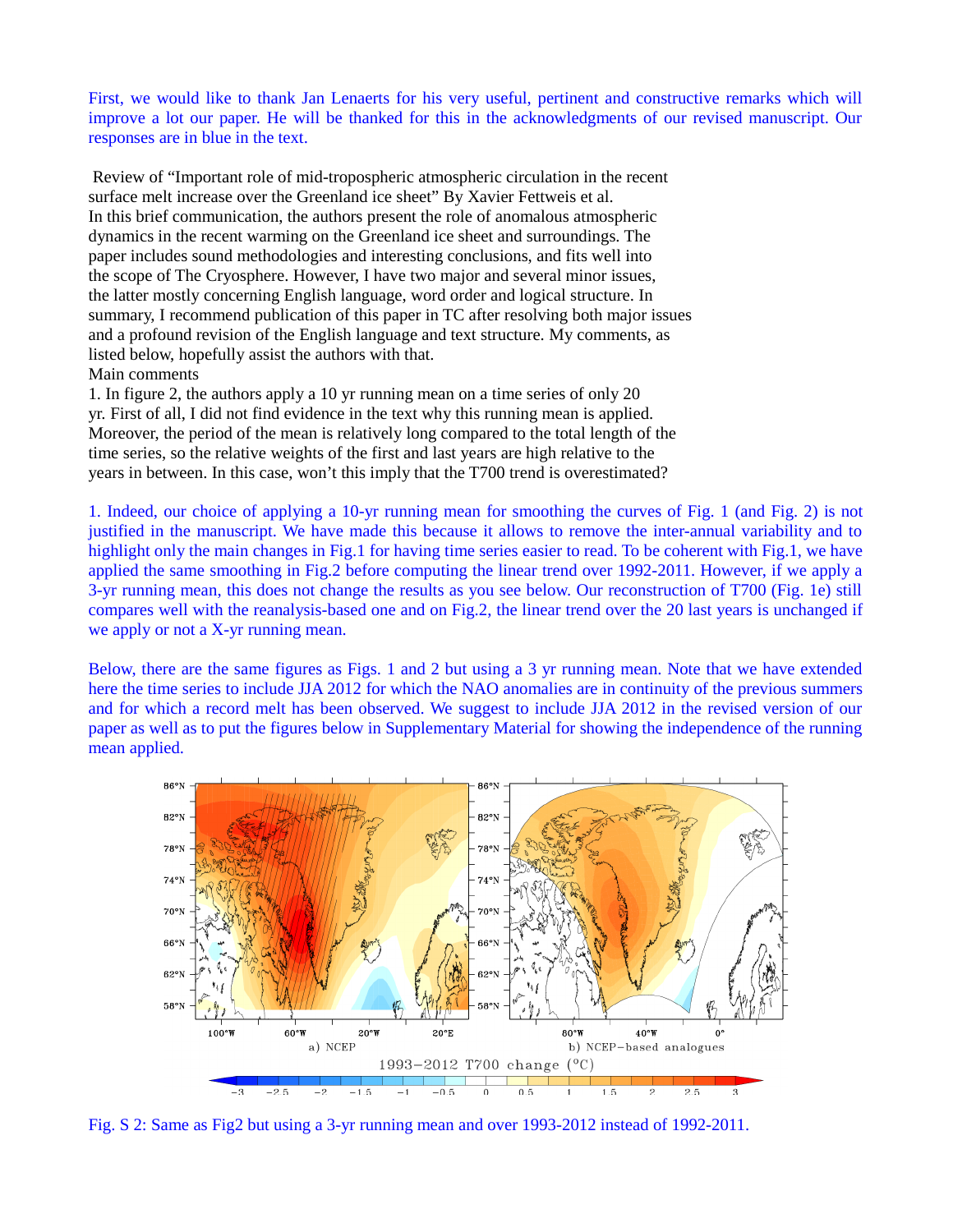First, we would like to thank Jan Lenaerts for his very useful, pertinent and constructive remarks which will improve a lot our paper. He will be thanked for this in the acknowledgments of our revised manuscript. Our responses are in blue in the text.

Review of "Important role of mid-tropospheric atmospheric circulation in the recent surface melt increase over the Greenland ice sheet" By Xavier Fettweis et al.
In this brief communication, the authors present the role of anomalous atmospheric dynamics in the recent warming on the Greenland ice sheet and surroundings. The paper includes sound methodologies and interesting conclusions, and fits well into the scope of The Cryosphere. However, I have two major and several minor issues, the latter mostly concerning English language, word order and logical structure. In summary, I recommend publication of this paper in TC after resolving both major issues and a profound revision of the English language and text structure. My comments, as listed below, hopefully assist the authors with that.
Main comments
1. In figure 2, the authors apply a 10 yr running mean on a time series of only 20 yr. First of all, I did not find evidence in the text why this running mean is applied. Moreover, the period of the mean is relatively long compared to the total length of the time series, so the relative weights of the first and last years are high relative to the years in between. In this case, won't this imply that the T700 trend is overestimated?

1. Indeed, our choice of applying a 10-yr running mean for smoothing the curves of Fig. 1 (and Fig. 2) is not justified in the manuscript. We have made this because it allows to remove the inter-annual variability and to highlight only the main changes in Fig.1 for having time series easier to read. To be coherent with Fig.1, we have applied the same smoothing in Fig.2 before computing the linear trend over 1992-2011. However, if we apply a 3-yr running mean, this does not change the results as you see below. Our reconstruction of T700 (Fig. 1e) still compares well with the reanalysis-based one and on Fig.2, the linear trend over the 20 last years is unchanged if we apply or not a X-yr running mean.

Below, there are the same figures as Figs. 1 and 2 but using a 3 yr running mean. Note that we have extended here the time series to include JJA 2012 for which the NAO anomalies are in continuity of the previous summers and for which a record melt has been observed. We suggest to include JJA 2012 in the revised version of our paper as well as to put the figures below in Supplementary Material for showing the independence of the running mean applied.

Fig. S 2: Same as Fig2 but using a 3-yr running mean and over 1993-2012 instead of 1992-2011.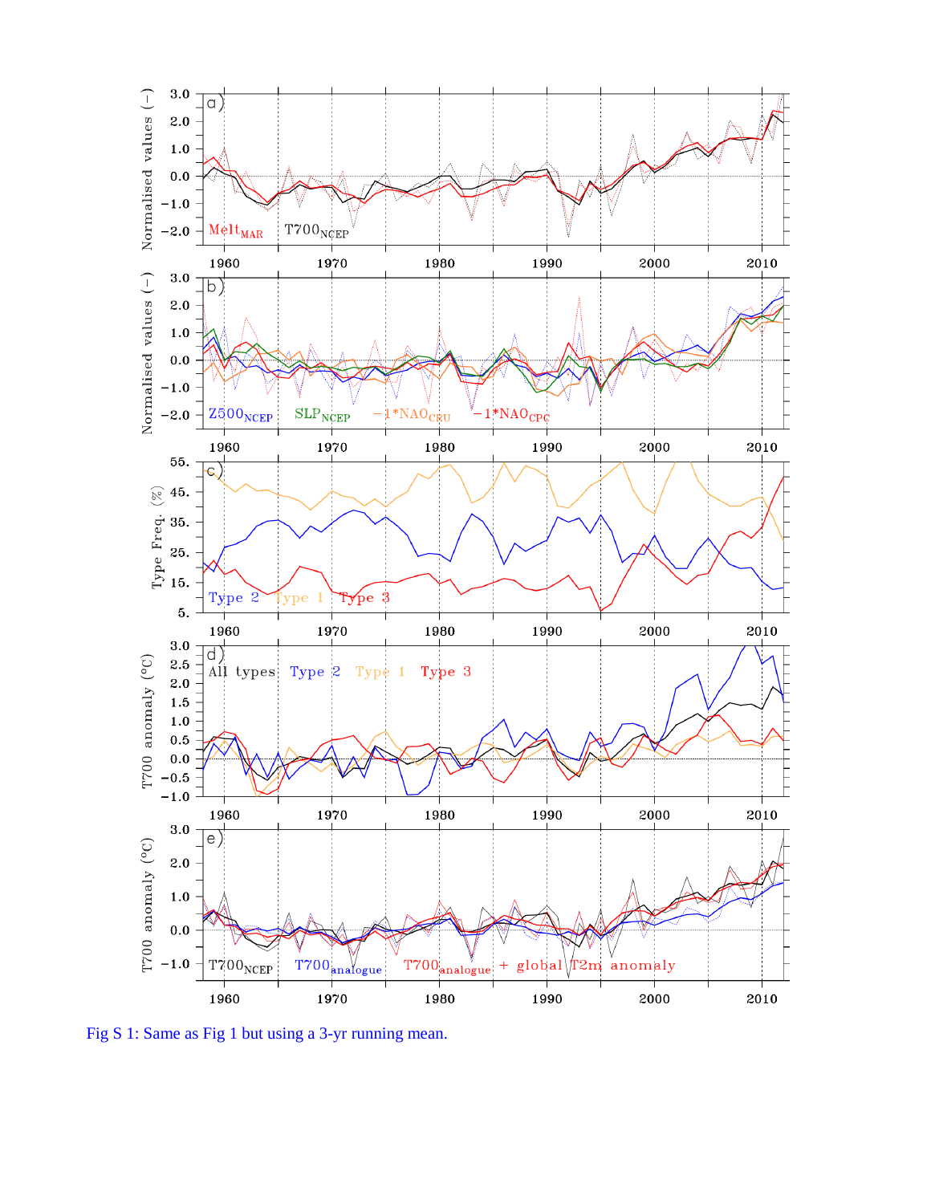Fig S 1: Same as Fig 1 but using a 3-yr running mean.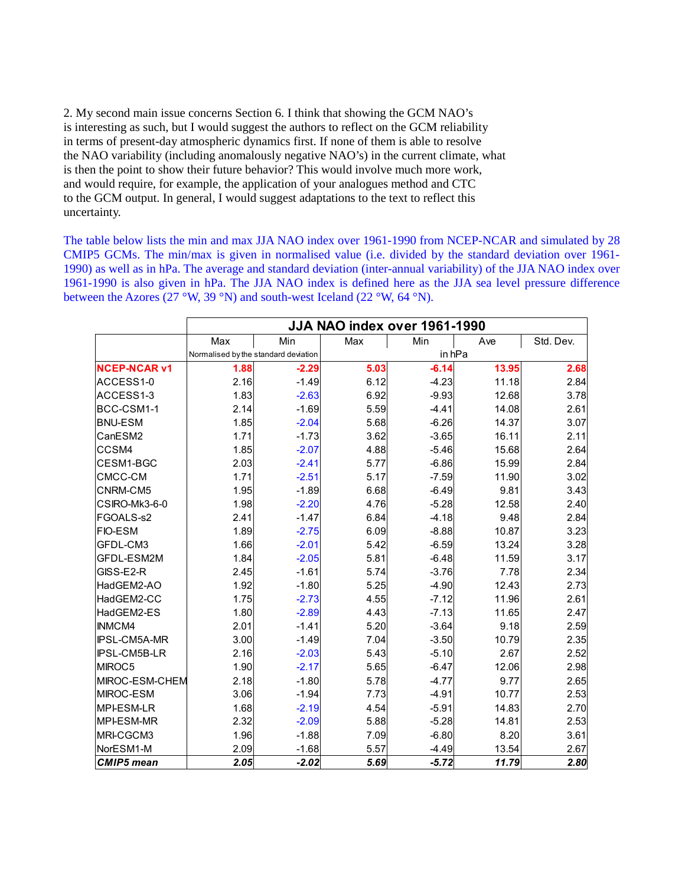2. My second main issue concerns Section 6. I think that showing the GCM NAO's is interesting as such, but I would suggest the authors to reflect on the GCM reliability in terms of present-day atmospheric dynamics first. If none of them is able to resolve the NAO variability (including anomalously negative NAO's) in the current climate, what is then the point to show their future behavior? This would involve much more work, and would require, for example, the application of your analogues method and CTC to the GCM output. In general, I would suggest adaptations to the text to reflect this uncertainty.

The table below lists the min and max JJA NAO index over 1961-1990 from NCEP-NCAR and simulated by 28 CMIP5 GCMs. The min/max is given in normalised value (i.e. divided by the standard deviation over 1961-1990) as well as in hPa. The average and standard deviation (inter-annual variability) of the JJA NAO index over 1961-1990 is also given in hPa. The JJA NAO index is defined here as the JJA sea level pressure difference between the Azores (27 °W, 39 °N) and south-west Iceland (22 °W, 64 °N).

| | **JJA NAO index over 1961-1990** | | | | | |
|---|---|---|---|---|---|---|
| | Max | Min | Max | Min | Ave | Std. Dev. |
| | Normalised by the standard deviation | | in hPa | | | |
| **NCEP-NCAR v1** | **1.88** | **-2.29** | **5.03** | **-6.14** | **13.95** | **2.68** |
| ACCESS1-0 | 2.16 | -1.49 | 6.12 | -4.23 | 11.18 | 2.84 |
| ACCESS1-3 | 1.83 | -2.63 | 6.92 | -9.93 | 12.68 | 3.78 |
| BCC-CSM1-1 | 2.14 | -1.69 | 5.59 | -4.41 | 14.08 | 2.61 |
| BNU-ESM | 1.85 | -2.04 | 5.68 | -6.26 | 14.37 | 3.07 |
| CanESM2 | 1.71 | -1.73 | 3.62 | -3.65 | 16.11 | 2.11 |
| CCSM4 | 1.85 | -2.07 | 4.88 | -5.46 | 15.68 | 2.64 |
| CESM1-BGC | 2.03 | -2.41 | 5.77 | -6.86 | 15.99 | 2.84 |
| CMCC-CM | 1.71 | -2.51 | 5.17 | -7.59 | 11.90 | 3.02 |
| CNRM-CM5 | 1.95 | -1.89 | 6.68 | -6.49 | 9.81 | 3.43 |
| CSIRO-Mk3-6-0 | 1.98 | -2.20 | 4.76 | -5.28 | 12.58 | 2.40 |
| FGOALS-s2 | 2.41 | -1.47 | 6.84 | -4.18 | 9.48 | 2.84 |
| FIO-ESM | 1.89 | -2.75 | 6.09 | -8.88 | 10.87 | 3.23 |
| GFDL-CM3 | 1.66 | -2.01 | 5.42 | -6.59 | 13.24 | 3.28 |
| GFDL-ESM2M | 1.84 | -2.05 | 5.81 | -6.48 | 11.59 | 3.17 |
| GISS-E2-R | 2.45 | -1.61 | 5.74 | -3.76 | 7.78 | 2.34 |
| HadGEM2-AO | 1.92 | -1.80 | 5.25 | -4.90 | 12.43 | 2.73 |
| HadGEM2-CC | 1.75 | -2.73 | 4.55 | -7.12 | 11.96 | 2.61 |
| HadGEM2-ES | 1.80 | -2.89 | 4.43 | -7.13 | 11.65 | 2.47 |
| INMCM4 | 2.01 | -1.41 | 5.20 | -3.64 | 9.18 | 2.59 |
| IPSL-CM5A-MR | 3.00 | -1.49 | 7.04 | -3.50 | 10.79 | 2.35 |
| IPSL-CM5B-LR | 2.16 | -2.03 | 5.43 | -5.10 | 2.67 | 2.52 |
| MIROC5 | 1.90 | -2.17 | 5.65 | -6.47 | 12.06 | 2.98 |
| MIROC-ESM-CHEM | 2.18 | -1.80 | 5.78 | -4.77 | 9.77 | 2.65 |
| MIROC-ESM | 3.06 | -1.94 | 7.73 | -4.91 | 10.77 | 2.53 |
| MPI-ESM-LR | 1.68 | -2.19 | 4.54 | -5.91 | 14.83 | 2.70 |
| MPI-ESM-MR | 2.32 | -2.09 | 5.88 | -5.28 | 14.81 | 2.53 |
| MRI-CGCM3 | 1.96 | -1.88 | 7.09 | -6.80 | 8.20 | 3.61 |
| NorESM1-M | 2.09 | -1.68 | 5.57 | -4.49 | 13.54 | 2.67 |
| ***CMIP5 mean*** | ***2.05*** | ***-2.02*** | ***5.69*** | ***-5.72*** | ***11.79*** | ***2.80*** |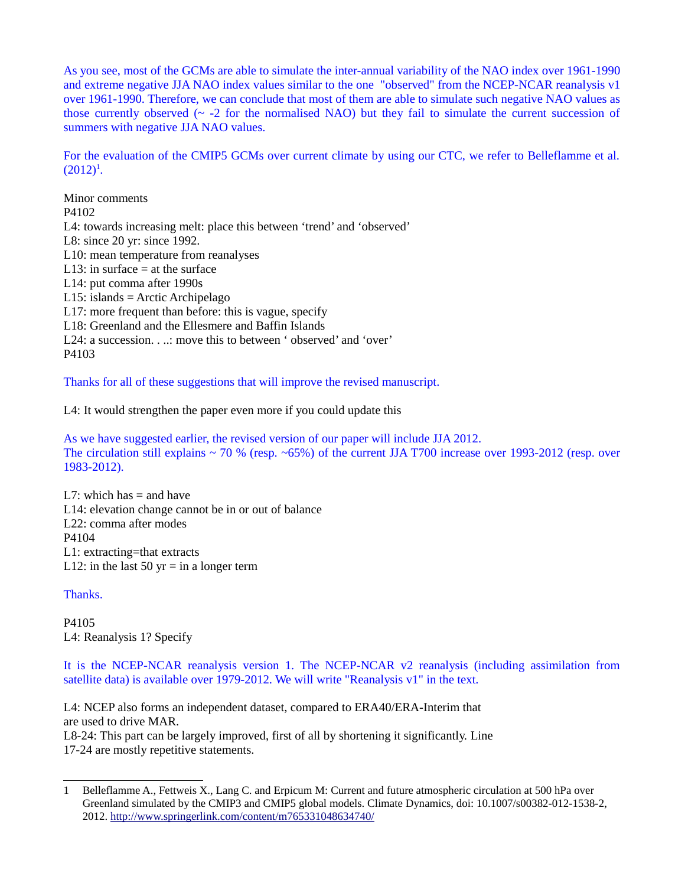As you see, most of the GCMs are able to simulate the inter-annual variability of the NAO index over 1961-1990 and extreme negative JJA NAO index values similar to the one "observed" from the NCEP-NCAR reanalysis v1 over 1961-1990. Therefore, we can conclude that most of them are able to simulate such negative NAO values as those currently observed (~ -2 for the normalised NAO) but they fail to simulate the current succession of summers with negative JJA NAO values.

For the evaluation of the CMIP5 GCMs over current climate by using our CTC, we refer to Belleflamme et al. (2012)[1].

Minor comments

P4102

L4: towards increasing melt: place this between 'trend' and 'observed'

L8: since 20 yr: since 1992.

L10: mean temperature from reanalyses

L13: in surface = at the surface

L14: put comma after 1990s

L15: islands = Arctic Archipelago

L17: more frequent than before: this is vague, specify

L18: Greenland and the Ellesmere and Baffin Islands

L24: a succession. . ..: move this to between ' observed' and 'over'

P4103

Thanks for all of these suggestions that will improve the revised manuscript.

L4: It would strengthen the paper even more if you could update this

As we have suggested earlier, the revised version of our paper will include JJA 2012.
The circulation still explains ~ 70 % (resp. ~65%) of the current JJA T700 increase over 1993-2012 (resp. over 1983-2012).

L7: which has = and have

L14: elevation change cannot be in or out of balance

L22: comma after modes

P4104

L1: extracting=that extracts

L12: in the last 50 yr = in a longer term

Thanks.

P4105

L4: Reanalysis 1? Specify

It is the NCEP-NCAR reanalysis version 1. The NCEP-NCAR v2 reanalysis (including assimilation from satellite data) is available over 1979-2012. We will write "Reanalysis v1" in the text.

L4: NCEP also forms an independent dataset, compared to ERA40/ERA-Interim that are used to drive MAR.

L8-24: This part can be largely improved, first of all by shortening it significantly. Line 17-24 are mostly repetitive statements.

---

1 Belleflamme A., Fettweis X., Lang C. and Erpicum M: Current and future atmospheric circulation at 500 hPa over Greenland simulated by the CMIP3 and CMIP5 global models. Climate Dynamics, doi: 10.1007/s00382-012-1538-2, 2012. http://www.springerlink.com/content/m765331048634740/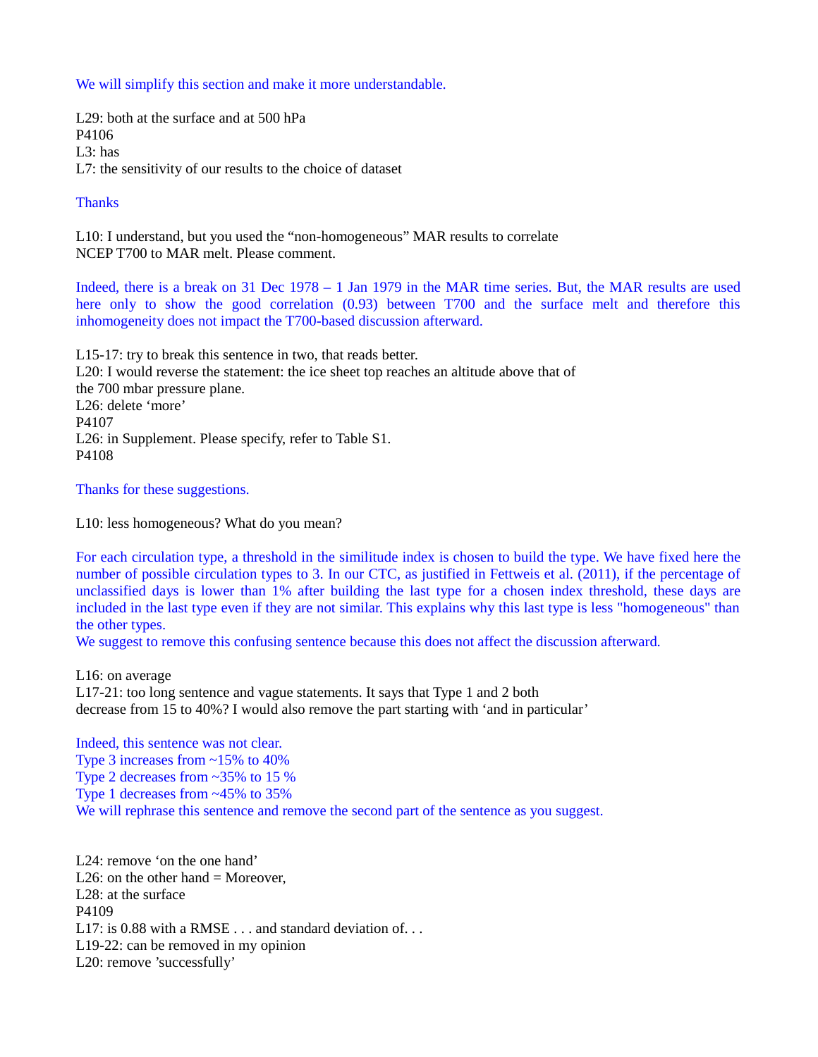We will simplify this section and make it more understandable.

L29: both at the surface and at 500 hPa
P4106
L3: has
L7: the sensitivity of our results to the choice of dataset

Thanks

L10: I understand, but you used the “non-homogeneous” MAR results to correlate NCEP T700 to MAR melt. Please comment.

Indeed, there is a break on 31 Dec 1978 – 1 Jan 1979 in the MAR time series. But, the MAR results are used here only to show the good correlation (0.93) between T700 and the surface melt and therefore this inhomogeneity does not impact the T700-based discussion afterward.

L15-17: try to break this sentence in two, that reads better.
L20: I would reverse the statement: the ice sheet top reaches an altitude above that of the 700 mbar pressure plane.
L26: delete ‘more’
P4107
L26: in Supplement. Please specify, refer to Table S1.
P4108

Thanks for these suggestions.

L10: less homogeneous? What do you mean?

For each circulation type, a threshold in the similitude index is chosen to build the type. We have fixed here the number of possible circulation types to 3. In our CTC, as justified in Fettweis et al. (2011), if the percentage of unclassified days is lower than 1% after building the last type for a chosen index threshold, these days are included in the last type even if they are not similar. This explains why this last type is less "homogeneous" than the other types.
We suggest to remove this confusing sentence because this does not affect the discussion afterward.

L16: on average
L17-21: too long sentence and vague statements. It says that Type 1 and 2 both decrease from 15 to 40%? I would also remove the part starting with ‘and in particular’

Indeed, this sentence was not clear.
Type 3 increases from ~15% to 40%
Type 2 decreases from ~35% to 15 %
Type 1 decreases from ~45% to 35%
We will rephrase this sentence and remove the second part of the sentence as you suggest.

L24: remove ‘on the one hand’
L26: on the other hand = Moreover,
L28: at the surface
P4109
L17: is 0.88 with a RMSE . . . and standard deviation of. . .
L19-22: can be removed in my opinion
L20: remove ’successfully’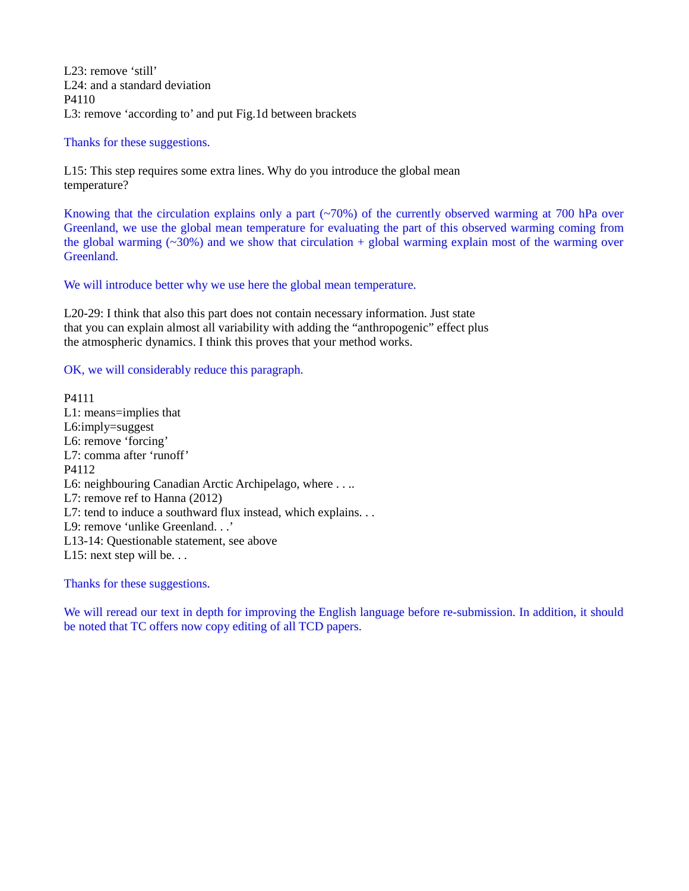L23: remove 'still'
L24: and a standard deviation
P4110
L3: remove 'according to' and put Fig.1d between brackets

Thanks for these suggestions.

L15: This step requires some extra lines. Why do you introduce the global mean temperature?

Knowing that the circulation explains only a part (~70%) of the currently observed warming at 700 hPa over Greenland, we use the global mean temperature for evaluating the part of this observed warming coming from the global warming (~30%) and we show that circulation + global warming explain most of the warming over Greenland.

We will introduce better why we use here the global mean temperature.

L20-29: I think that also this part does not contain necessary information. Just state that you can explain almost all variability with adding the "anthropogenic" effect plus the atmospheric dynamics. I think this proves that your method works.

OK, we will considerably reduce this paragraph.

P4111
L1: means=implies that
L6:imply=suggest
L6: remove 'forcing'
L7: comma after 'runoff'
P4112
L6: neighbouring Canadian Arctic Archipelago, where . . ..
L7: remove ref to Hanna (2012)
L7: tend to induce a southward flux instead, which explains. . .
L9: remove 'unlike Greenland. . .'
L13-14: Questionable statement, see above
L15: next step will be. . .

Thanks for these suggestions.

We will reread our text in depth for improving the English language before re-submission. In addition, it should be noted that TC offers now copy editing of all TCD papers.